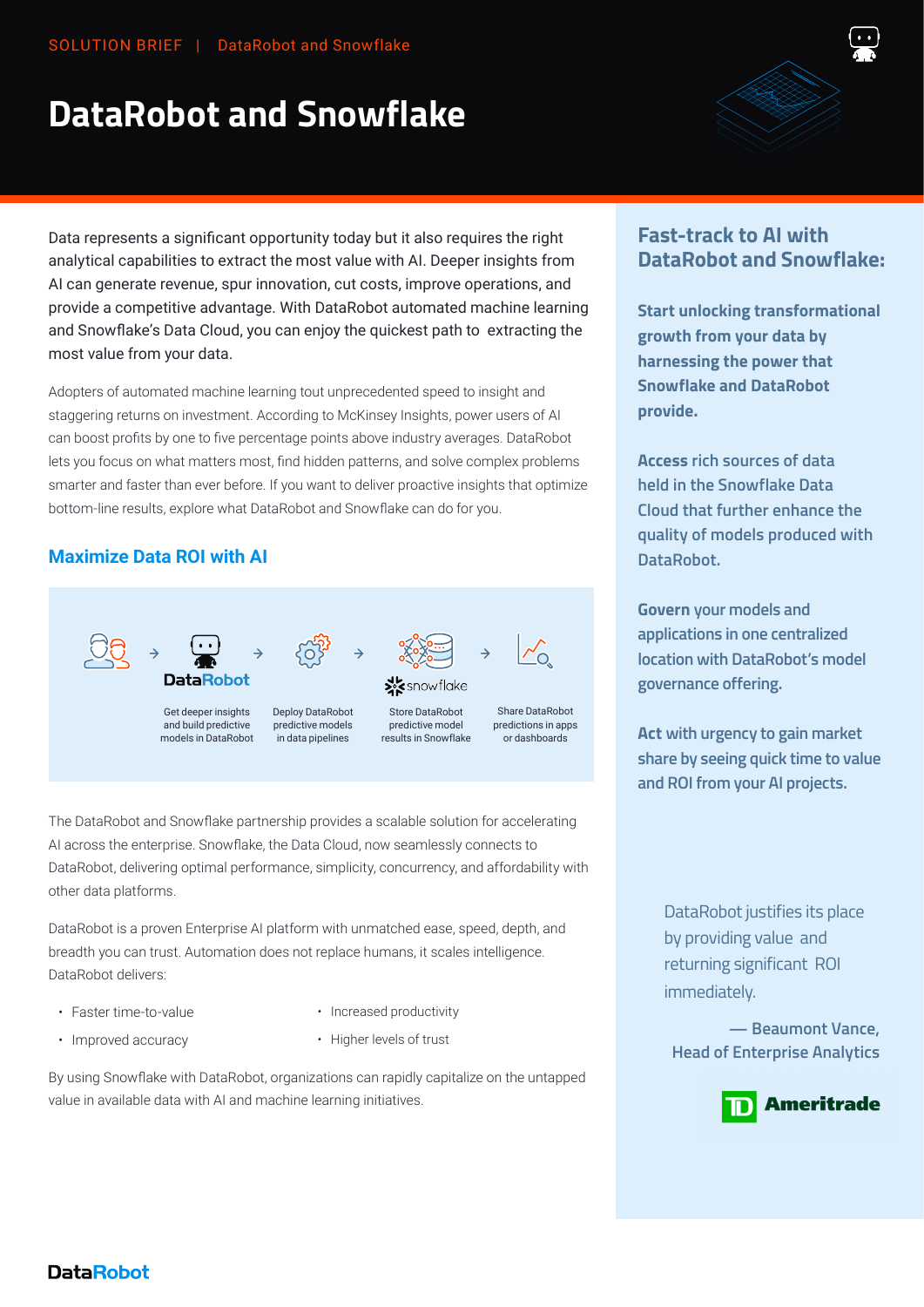SOLUTION BRIEF | DataRobot and Snowflake

# DataRobot and Snowflake

Data represents a significant opportunity today but it also requires the right analytical capabilities to extract the most value with AI. Deeper insights from AI can generate revenue, spur innovation, cut costs, improve operations, and provide a competitive advantage. With DataRobot automated machine learning and Snowflake's Data Cloud, you can enjoy the quickest path to extracting the most value from your data.

Adopters of automated machine learning tout unprecedented speed to insight and staggering returns on investment. According to McKinsey Insights, power users of AI can boost profits by one to five percentage points above industry averages. DataRobot lets you focus on what matters most, find hidden patterns, and solve complex problems smarter and faster than ever before. If you want to deliver proactive insights that optimize bottom-line results, explore what DataRobot and Snowflake can do for you.

## Maximize Data ROI with AI

DataRobot → snowflake

- Get deeper insights and build predictive models in DataRobot
- Deploy DataRobot predictive models in data pipelines
- Store DataRobot predictive model results in Snowflake
- Share DataRobot predictions in apps or dashboards

The DataRobot and Snowflake partnership provides a scalable solution for accelerating AI across the enterprise. Snowflake, the Data Cloud, now seamlessly connects to DataRobot, delivering optimal performance, simplicity, concurrency, and affordability with other data platforms.

DataRobot is a proven Enterprise AI platform with unmatched ease, speed, depth, and breadth you can trust. Automation does not replace humans, it scales intelligence. DataRobot delivers:

- Faster time-to-value
- Improved accuracy
- Increased productivity
- Higher levels of trust

By using Snowflake with DataRobot, organizations can rapidly capitalize on the untapped value in available data with AI and machine learning initiatives.

## Fast-track to AI with DataRobot and Snowflake:

**Start unlocking transformational growth from your data by harnessing the power that Snowflake and DataRobot provide.**

**Access** rich sources of data held in the Snowflake Data Cloud that further enhance the quality of models produced with DataRobot.

**Govern** your models and applications in one centralized location with DataRobot's model governance offering.

**Act** with urgency to gain market share by seeing quick time to value and ROI from your AI projects.

> DataRobot justifies its place by providing value and returning significant ROI immediately.
>
> — Beaumont Vance, Head of Enterprise Analytics
>
> TD Ameritrade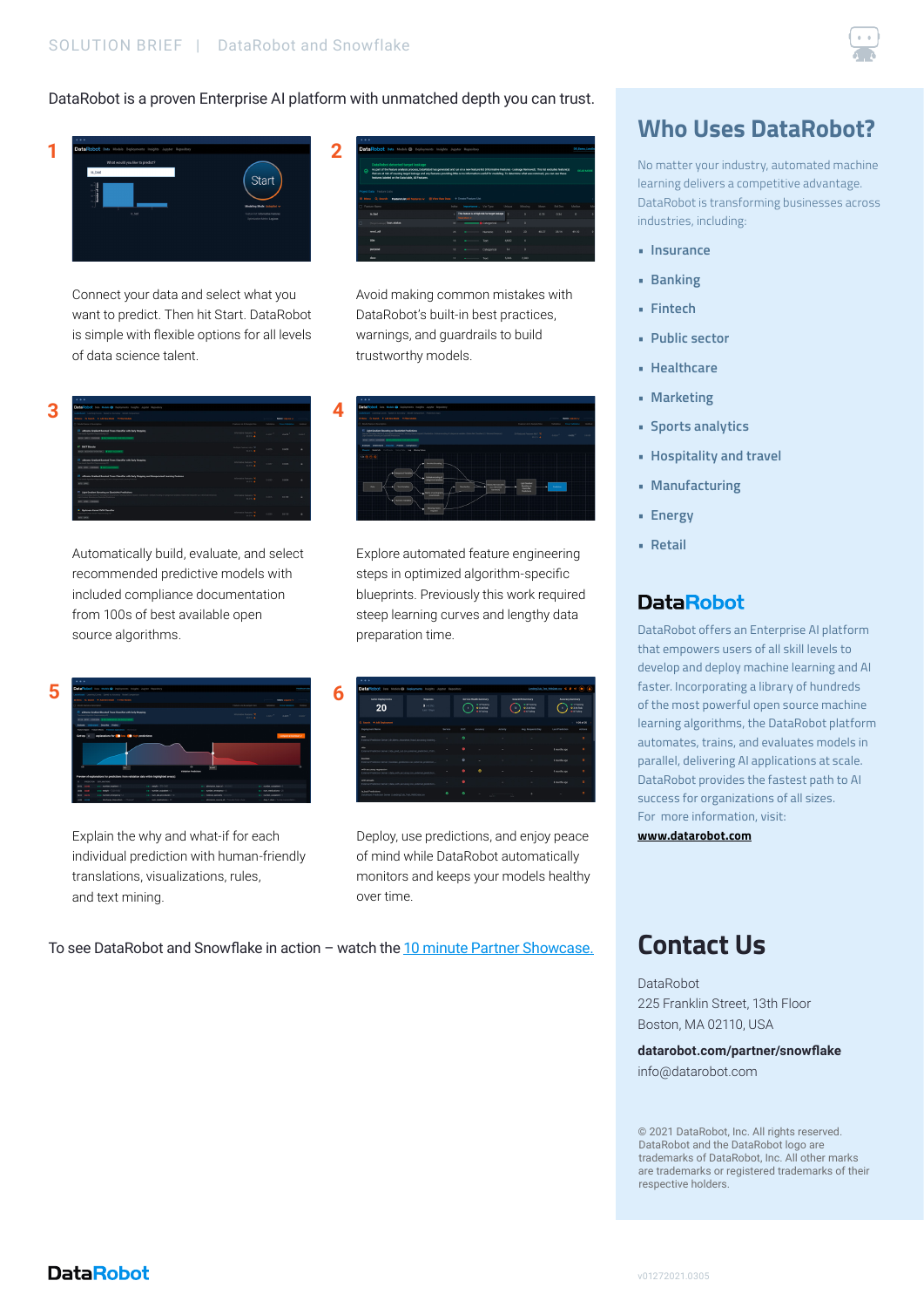DataRobot is a proven Enterprise AI platform with unmatched depth you can trust.

**1**

Connect your data and select what you want to predict. Then hit Start. DataRobot is simple with flexible options for all levels of data science talent.

**2**

Avoid making common mistakes with DataRobot's built-in best practices, warnings, and guardrails to build trustworthy models.

**3**

Automatically build, evaluate, and select recommended predictive models with included compliance documentation from 100s of best available open source algorithms.

**4**

Explore automated feature engineering steps in optimized algorithm-specific blueprints. Previously this work required steep learning curves and lengthy data preparation time.

**5**

Explain the why and what-if for each individual prediction with human-friendly translations, visualizations, rules, and text mining.

**6**

Deploy, use predictions, and enjoy peace of mind while DataRobot automatically monitors and keeps your models healthy over time.

To see DataRobot and Snowflake in action – watch the [10 minute Partner Showcase.]()

## Who Uses DataRobot?

No matter your industry, automated machine learning delivers a competitive advantage. DataRobot is transforming businesses across industries, including:

- Insurance
- Banking
- Fintech
- Public sector
- Healthcare
- Marketing
- Sports analytics
- Hospitality and travel
- Manufacturing
- Energy
- Retail

## DataRobot

DataRobot offers an Enterprise AI platform that empowers users of all skill levels to develop and deploy machine learning and AI faster. Incorporating a library of hundreds of the most powerful open source machine learning algorithms, the DataRobot platform automates, trains, and evaluates models in parallel, delivering AI applications at scale. DataRobot provides the fastest path to AI success for organizations of all sizes. For more information, visit: **www.datarobot.com**

## Contact Us

DataRobot
225 Franklin Street, 13th Floor
Boston, MA 02110, USA

**datarobot.com/partner/snowflake**
info@datarobot.com

© 2021 DataRobot, Inc. All rights reserved. DataRobot and the DataRobot logo are trademarks of DataRobot, Inc. All other marks are trademarks or registered trademarks of their respective holders.

DataRobot

v01272021.0305